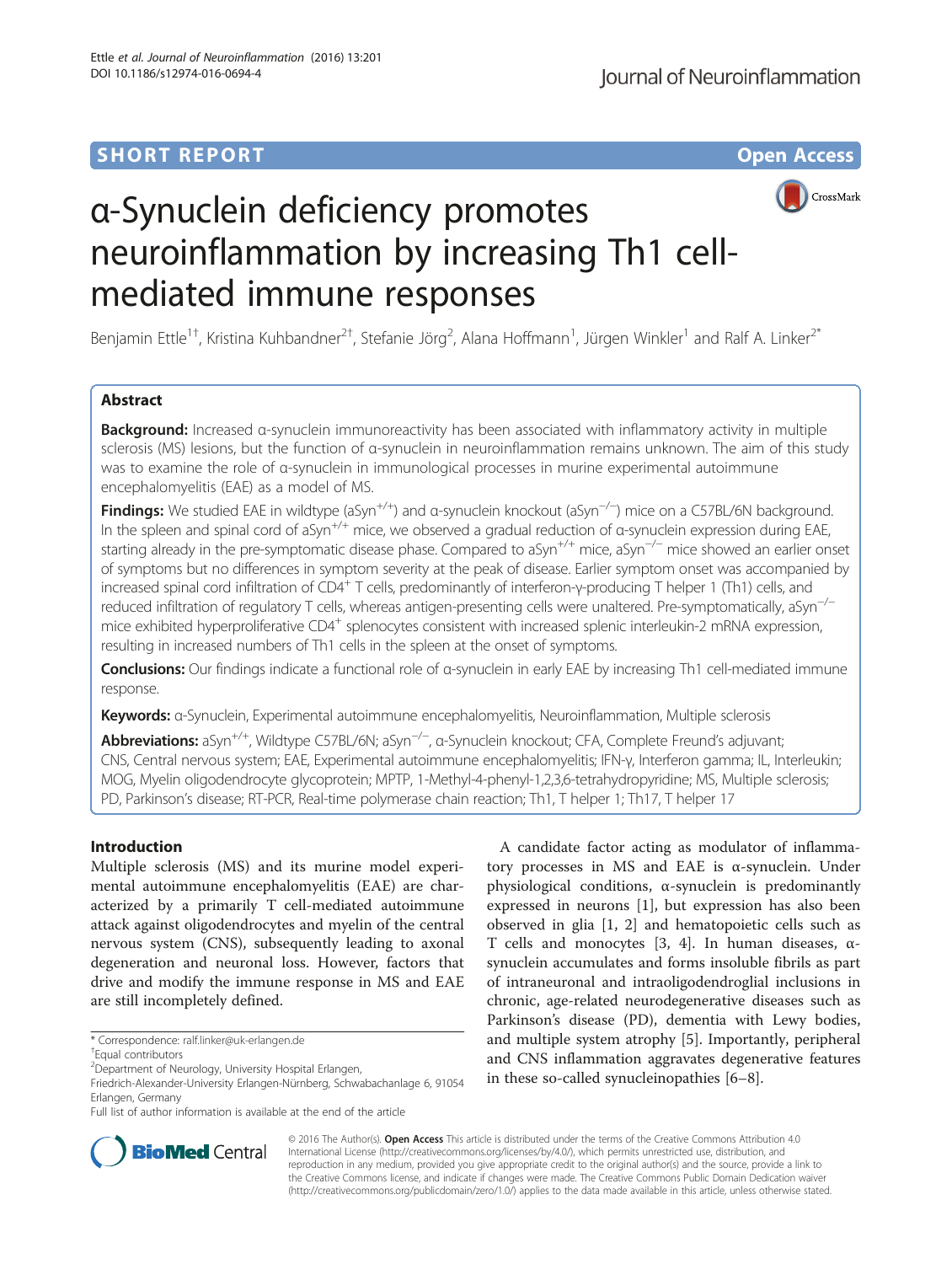SHORT REPORT

Open Access

# α-Synuclein deficiency promotes neuroinflammation by increasing Th1 cell-mediated immune responses

Benjamin Ettle[1†], Kristina Kuhbandner[2†], Stefanie Jörg[2], Alana Hoffmann[1], Jürgen Winkler[1] and Ralf A. Linker[2*]

## Abstract

**Background:** Increased α-synuclein immunoreactivity has been associated with inflammatory activity in multiple sclerosis (MS) lesions, but the function of α-synuclein in neuroinflammation remains unknown. The aim of this study was to examine the role of α-synuclein in immunological processes in murine experimental autoimmune encephalomyelitis (EAE) as a model of MS.

**Findings:** We studied EAE in wildtype (aSyn$^{+/+}$) and α-synuclein knockout (aSyn$^{-/-}$) mice on a C57BL/6N background. In the spleen and spinal cord of aSyn$^{+/+}$ mice, we observed a gradual reduction of α-synuclein expression during EAE, starting already in the pre-symptomatic disease phase. Compared to aSyn$^{+/+}$ mice, aSyn$^{-/-}$ mice showed an earlier onset of symptoms but no differences in symptom severity at the peak of disease. Earlier symptom onset was accompanied by increased spinal cord infiltration of CD4$^{+}$ T cells, predominantly of interferon-γ-producing T helper 1 (Th1) cells, and reduced infiltration of regulatory T cells, whereas antigen-presenting cells were unaltered. Pre-symptomatically, aSyn$^{-/-}$ mice exhibited hyperproliferative CD4$^{+}$ splenocytes consistent with increased splenic interleukin-2 mRNA expression, resulting in increased numbers of Th1 cells in the spleen at the onset of symptoms.

**Conclusions:** Our findings indicate a functional role of α-synuclein in early EAE by increasing Th1 cell-mediated immune response.

**Keywords:** α-Synuclein, Experimental autoimmune encephalomyelitis, Neuroinflammation, Multiple sclerosis

**Abbreviations:** aSyn$^{+/+}$, Wildtype C57BL/6N; aSyn$^{-/-}$, α-Synuclein knockout; CFA, Complete Freund's adjuvant; CNS, Central nervous system; EAE, Experimental autoimmune encephalomyelitis; IFN-γ, Interferon gamma; IL, Interleukin; MOG, Myelin oligodendrocyte glycoprotein; MPTP, 1-Methyl-4-phenyl-1,2,3,6-tetrahydropyridine; MS, Multiple sclerosis; PD, Parkinson's disease; RT-PCR, Real-time polymerase chain reaction; Th1, T helper 1; Th17, T helper 17

## Introduction

Multiple sclerosis (MS) and its murine model experimental autoimmune encephalomyelitis (EAE) are characterized by a primarily T cell-mediated autoimmune attack against oligodendrocytes and myelin of the central nervous system (CNS), subsequently leading to axonal degeneration and neuronal loss. However, factors that drive and modify the immune response in MS and EAE are still incompletely defined.

A candidate factor acting as modulator of inflammatory processes in MS and EAE is α-synuclein. Under physiological conditions, α-synuclein is predominantly expressed in neurons [1], but expression has also been observed in glia [1, 2] and hematopoietic cells such as T cells and monocytes [3, 4]. In human diseases, α-synuclein accumulates and forms insoluble fibrils as part of intraneuronal and intraoligodendroglial inclusions in chronic, age-related neurodegenerative diseases such as Parkinson's disease (PD), dementia with Lewy bodies, and multiple system atrophy [5]. Importantly, peripheral and CNS inflammation aggravates degenerative features in these so-called synucleinopathies [6–8].

\* Correspondence: ralf.linker@uk-erlangen.de
†Equal contributors
[2]Department of Neurology, University Hospital Erlangen, Friedrich-Alexander-University Erlangen-Nürnberg, Schwabachanlage 6, 91054 Erlangen, Germany
Full list of author information is available at the end of the article

© 2016 The Author(s). **Open Access** This article is distributed under the terms of the Creative Commons Attribution 4.0 International License (http://creativecommons.org/licenses/by/4.0/), which permits unrestricted use, distribution, and reproduction in any medium, provided you give appropriate credit to the original author(s) and the source, provide a link to the Creative Commons license, and indicate if changes were made. The Creative Commons Public Domain Dedication waiver (http://creativecommons.org/publicdomain/zero/1.0/) applies to the data made available in this article, unless otherwise stated.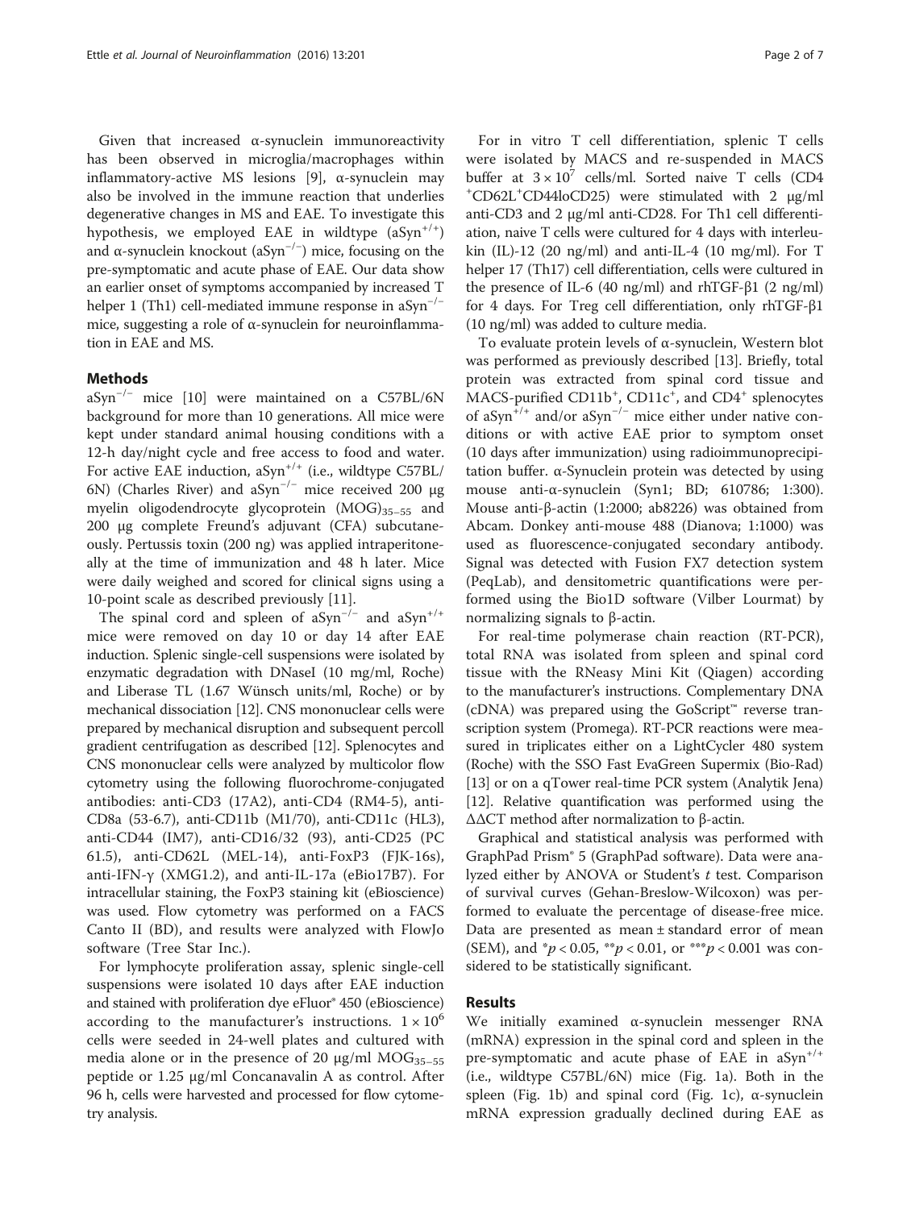Given that increased α-synuclein immunoreactivity has been observed in microglia/macrophages within inflammatory-active MS lesions [9], α-synuclein may also be involved in the immune reaction that underlies degenerative changes in MS and EAE. To investigate this hypothesis, we employed EAE in wildtype ($aSyn^{+/+}$) and α-synuclein knockout ($aSyn^{-/-}$) mice, focusing on the pre-symptomatic and acute phase of EAE. Our data show an earlier onset of symptoms accompanied by increased T helper 1 (Th1) cell-mediated immune response in $aSyn^{-/-}$ mice, suggesting a role of α-synuclein for neuroinflammation in EAE and MS.

## Methods

$aSyn^{-/-}$ mice [10] were maintained on a C57BL/6N background for more than 10 generations. All mice were kept under standard animal housing conditions with a 12-h day/night cycle and free access to food and water. For active EAE induction, $aSyn^{+/+}$ (i.e., wildtype C57BL/6N) (Charles River) and $aSyn^{-/-}$ mice received 200 μg myelin oligodendrocyte glycoprotein $(MOG)_{35–55}$ and 200 μg complete Freund's adjuvant (CFA) subcutaneously. Pertussis toxin (200 ng) was applied intraperitoneally at the time of immunization and 48 h later. Mice were daily weighed and scored for clinical signs using a 10-point scale as described previously [11].

The spinal cord and spleen of $aSyn^{-/-}$ and $aSyn^{+/+}$ mice were removed on day 10 or day 14 after EAE induction. Splenic single-cell suspensions were isolated by enzymatic degradation with DNaseI (10 mg/ml, Roche) and Liberase TL (1.67 Wünsch units/ml, Roche) or by mechanical dissociation [12]. CNS mononuclear cells were prepared by mechanical disruption and subsequent percoll gradient centrifugation as described [12]. Splenocytes and CNS mononuclear cells were analyzed by multicolor flow cytometry using the following fluorochrome-conjugated antibodies: anti-CD3 (17A2), anti-CD4 (RM4-5), anti-CD8a (53-6.7), anti-CD11b (M1/70), anti-CD11c (HL3), anti-CD44 (IM7), anti-CD16/32 (93), anti-CD25 (PC 61.5), anti-CD62L (MEL-14), anti-FoxP3 (FJK-16s), anti-IFN-γ (XMG1.2), and anti-IL-17a (eBio17B7). For intracellular staining, the FoxP3 staining kit (eBioscience) was used. Flow cytometry was performed on a FACS Canto II (BD), and results were analyzed with FlowJo software (Tree Star Inc.).

For lymphocyte proliferation assay, splenic single-cell suspensions were isolated 10 days after EAE induction and stained with proliferation dye eFluor® 450 (eBioscience) according to the manufacturer's instructions. $1 \times 10^6$ cells were seeded in 24-well plates and cultured with media alone or in the presence of 20 μg/ml $MOG_{35–55}$ peptide or 1.25 μg/ml Concanavalin A as control. After 96 h, cells were harvested and processed for flow cytometry analysis.

For in vitro T cell differentiation, splenic T cells were isolated by MACS and re-suspended in MACS buffer at $3 \times 10^7$ cells/ml. Sorted naive T cells ($CD4^+CD62L^+CD44loCD25$) were stimulated with 2 μg/ml anti-CD3 and 2 μg/ml anti-CD28. For Th1 cell differentiation, naive T cells were cultured for 4 days with interleukin (IL)-12 (20 ng/ml) and anti-IL-4 (10 mg/ml). For T helper 17 (Th17) cell differentiation, cells were cultured in the presence of IL-6 (40 ng/ml) and rhTGF-β1 (2 ng/ml) for 4 days. For Treg cell differentiation, only rhTGF-β1 (10 ng/ml) was added to culture media.

To evaluate protein levels of α-synuclein, Western blot was performed as previously described [13]. Briefly, total protein was extracted from spinal cord tissue and MACS-purified $CD11b^+$, $CD11c^+$, and $CD4^+$ splenocytes of $aSyn^{+/+}$ and/or $aSyn^{-/-}$ mice either under native conditions or with active EAE prior to symptom onset (10 days after immunization) using radioimmunoprecipitation buffer. α-Synuclein protein was detected by using mouse anti-α-synuclein (Syn1; BD; 610786; 1:300). Mouse anti-β-actin (1:2000; ab8226) was obtained from Abcam. Donkey anti-mouse 488 (Dianova; 1:1000) was used as fluorescence-conjugated secondary antibody. Signal was detected with Fusion FX7 detection system (PeqLab), and densitometric quantifications were performed using the Bio1D software (Vilber Lourmat) by normalizing signals to β-actin.

For real-time polymerase chain reaction (RT-PCR), total RNA was isolated from spleen and spinal cord tissue with the RNeasy Mini Kit (Qiagen) according to the manufacturer's instructions. Complementary DNA (cDNA) was prepared using the GoScript™ reverse transcription system (Promega). RT-PCR reactions were measured in triplicates either on a LightCycler 480 system (Roche) with the SSO Fast EvaGreen Supermix (Bio-Rad) [13] or on a qTower real-time PCR system (Analytik Jena) [12]. Relative quantification was performed using the ΔΔCT method after normalization to β-actin.

Graphical and statistical analysis was performed with GraphPad Prism® 5 (GraphPad software). Data were analyzed either by ANOVA or Student's *t* test. Comparison of survival curves (Gehan-Breslow-Wilcoxon) was performed to evaluate the percentage of disease-free mice. Data are presented as mean ± standard error of mean (SEM), and \*$p < 0.05$, \*\*$p < 0.01$, or \*\*\*$p < 0.001$ was considered to be statistically significant.

## Results

We initially examined α-synuclein messenger RNA (mRNA) expression in the spinal cord and spleen in the pre-symptomatic and acute phase of EAE in $aSyn^{+/+}$ (i.e., wildtype C57BL/6N) mice (Fig. 1a). Both in the spleen (Fig. 1b) and spinal cord (Fig. 1c), α-synuclein mRNA expression gradually declined during EAE as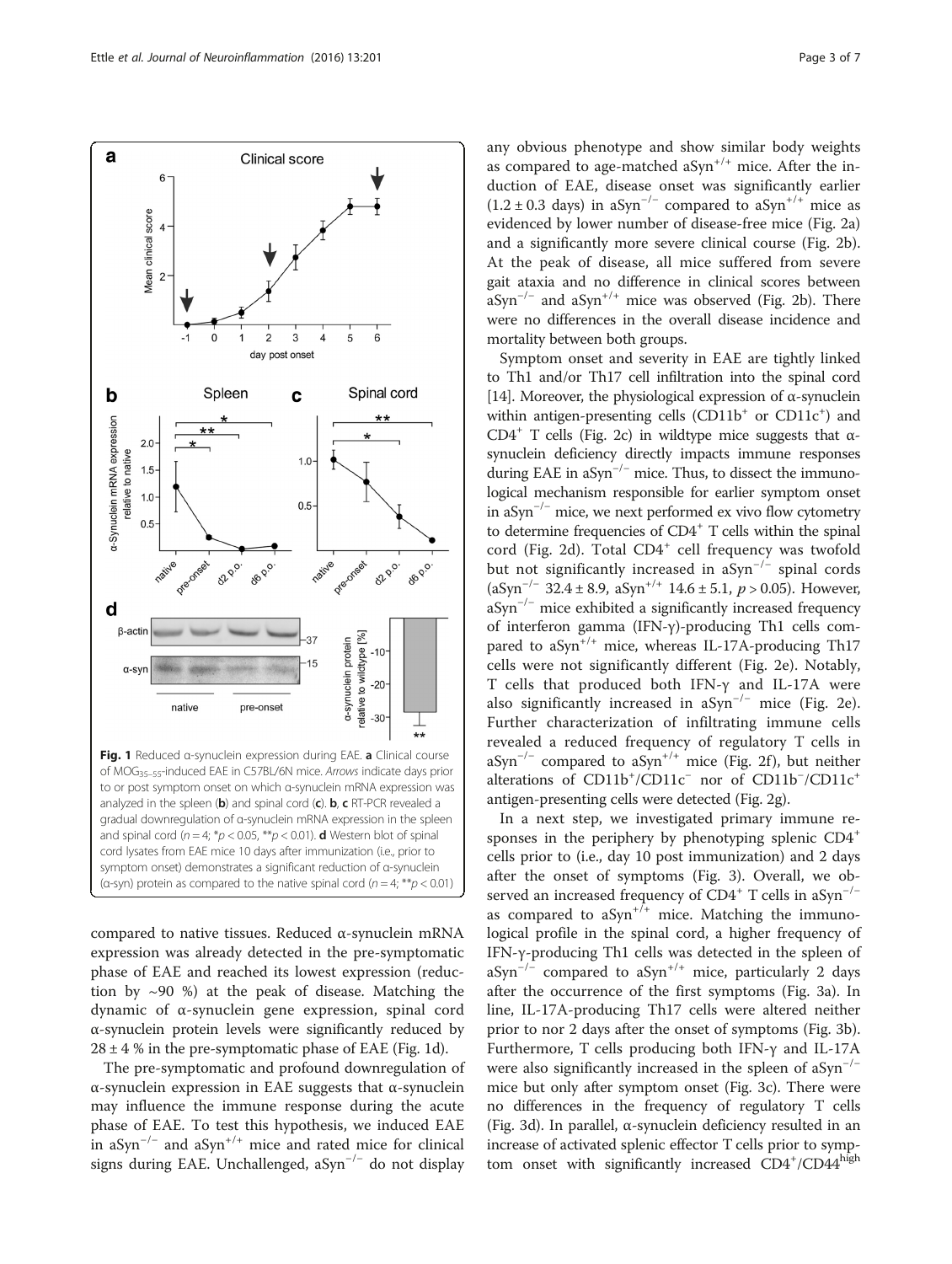Fig. 1 Reduced α-synuclein expression during EAE. **a** Clinical course of $MOG_{35-55}$-induced EAE in C57BL/6N mice. *Arrows* indicate days prior to or post symptom onset on which α-synuclein mRNA expression was analyzed in the spleen (**b**) and spinal cord (**c**). **b**, **c** RT-PCR revealed a gradual downregulation of α-synuclein mRNA expression in the spleen and spinal cord ($n = 4$; *$p < 0.05$, **$p < 0.01$). **d** Western blot of spinal cord lysates from EAE mice 10 days after immunization (i.e., prior to symptom onset) demonstrates a significant reduction of α-synuclein (α-syn) protein as compared to the native spinal cord ($n = 4$; **$p < 0.01$)

compared to native tissues. Reduced α-synuclein mRNA expression was already detected in the pre-symptomatic phase of EAE and reached its lowest expression (reduction by ~90 %) at the peak of disease. Matching the dynamic of α-synuclein gene expression, spinal cord α-synuclein protein levels were significantly reduced by 28 ± 4 % in the pre-symptomatic phase of EAE (Fig. 1d).

The pre-symptomatic and profound downregulation of α-synuclein expression in EAE suggests that α-synuclein may influence the immune response during the acute phase of EAE. To test this hypothesis, we induced EAE in $aSyn^{-/-}$ and $aSyn^{+/+}$ mice and rated mice for clinical signs during EAE. Unchallenged, $aSyn^{-/-}$ do not display any obvious phenotype and show similar body weights as compared to age-matched $aSyn^{+/+}$ mice. After the induction of EAE, disease onset was significantly earlier (1.2 ± 0.3 days) in $aSyn^{-/-}$ compared to $aSyn^{+/+}$ mice as evidenced by lower number of disease-free mice (Fig. 2a) and a significantly more severe clinical course (Fig. 2b). At the peak of disease, all mice suffered from severe gait ataxia and no difference in clinical scores between $aSyn^{-/-}$ and $aSyn^{+/+}$ mice was observed (Fig. 2b). There were no differences in the overall disease incidence and mortality between both groups.

Symptom onset and severity in EAE are tightly linked to Th1 and/or Th17 cell infiltration into the spinal cord [14]. Moreover, the physiological expression of α-synuclein within antigen-presenting cells ($CD11b^+$ or $CD11c^+$) and $CD4^+$ T cells (Fig. 2c) in wildtype mice suggests that α-synuclein deficiency directly impacts immune responses during EAE in $aSyn^{-/-}$ mice. Thus, to dissect the immunological mechanism responsible for earlier symptom onset in $aSyn^{-/-}$ mice, we next performed ex vivo flow cytometry to determine frequencies of $CD4^+$ T cells within the spinal cord (Fig. 2d). Total $CD4^+$ cell frequency was twofold but not significantly increased in $aSyn^{-/-}$ spinal cords ($aSyn^{-/-}$ 32.4 ± 8.9, $aSyn^{+/+}$ 14.6 ± 5.1, $p > 0.05$). However, $aSyn^{-/-}$ mice exhibited a significantly increased frequency of interferon gamma (IFN-γ)-producing Th1 cells compared to $aSyn^{+/+}$ mice, whereas IL-17A-producing Th17 cells were not significantly different (Fig. 2e). Notably, T cells that produced both IFN-γ and IL-17A were also significantly increased in $aSyn^{-/-}$ mice (Fig. 2e). Further characterization of infiltrating immune cells revealed a reduced frequency of regulatory T cells in $aSyn^{-/-}$ compared to $aSyn^{+/+}$ mice (Fig. 2f), but neither alterations of $CD11b^+/CD11c^-$ nor of $CD11b^-/CD11c^+$ antigen-presenting cells were detected (Fig. 2g).

In a next step, we investigated primary immune responses in the periphery by phenotyping splenic $CD4^+$ cells prior to (i.e., day 10 post immunization) and 2 days after the onset of symptoms (Fig. 3). Overall, we observed an increased frequency of $CD4^+$ T cells in $aSyn^{-/-}$ as compared to $aSyn^{+/+}$ mice. Matching the immunological profile in the spinal cord, a higher frequency of IFN-γ-producing Th1 cells was detected in the spleen of $aSyn^{-/-}$ compared to $aSyn^{+/+}$ mice, particularly 2 days after the occurrence of the first symptoms (Fig. 3a). In line, IL-17A-producing Th17 cells were altered neither prior to nor 2 days after the onset of symptoms (Fig. 3b). Furthermore, T cells producing both IFN-γ and IL-17A were also significantly increased in the spleen of $aSyn^{-/-}$ mice but only after symptom onset (Fig. 3c). There were no differences in the frequency of regulatory T cells (Fig. 3d). In parallel, α-synuclein deficiency resulted in an increase of activated splenic effector T cells prior to symptom onset with significantly increased $CD4^+/CD44^{high}$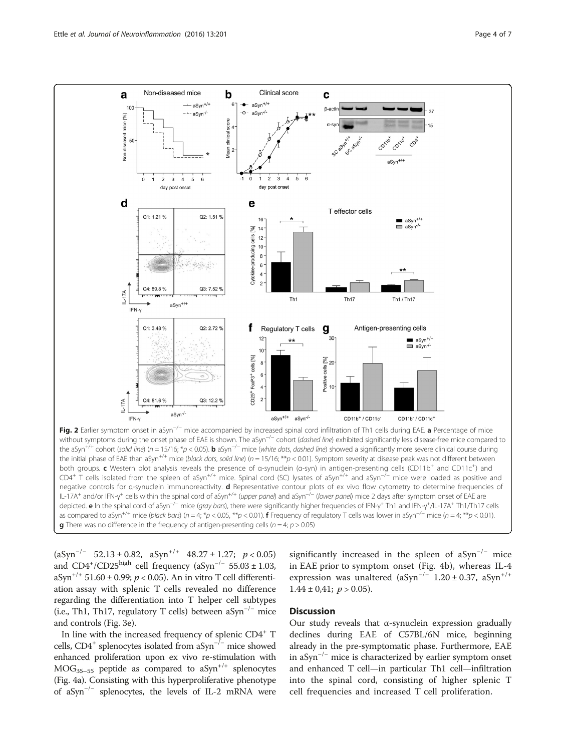**Fig. 2** Earlier symptom onset in aSyn$^{-/-}$ mice accompanied by increased spinal cord infiltration of Th1 cells during EAE. **a** Percentage of mice without symptoms during the onset phase of EAE is shown. The aSyn$^{-/-}$ cohort (*dashed line*) exhibited significantly less disease-free mice compared to the aSyn$^{+/+}$ cohort (*solid line*) ($n = 15/16$; *$p < 0.05$). **b** aSyn$^{-/-}$ mice (*white dots*, *dashed line*) showed a significantly more severe clinical course during the initial phase of EAE than aSyn$^{+/+}$ mice (*black dots*, *solid line*) ($n = 15/16$; **$p < 0.01$). Symptom severity at disease peak was not different between both groups. **c** Western blot analysis reveals the presence of α-synuclein (α-syn) in antigen-presenting cells ($CD11b^+$ and $CD11c^+$) and $CD4^+$ T cells isolated from the spleen of aSyn$^{+/+}$ mice. Spinal cord (SC) lysates of aSyn$^{+/+}$ and aSyn$^{-/-}$ mice were loaded as positive and negative controls for α-synuclein immunoreactivity. **d** Representative contour plots of ex vivo flow cytometry to determine frequencies of IL-$17A^+$ and/or IFN-$\gamma^+$ cells within the spinal cord of aSyn$^{+/+}$ (*upper panel*) and aSyn$^{-/-}$ (*lower panel*) mice 2 days after symptom onset of EAE are depicted. **e** In the spinal cord of aSyn$^{-/-}$ mice (*gray bars*), there were significantly higher frequencies of IFN-$\gamma^+$ Th1 and IFN-$\gamma^+$/IL-$17A^+$ Th1/Th17 cells as compared to aSyn$^{+/+}$ mice (*black bars*) ($n = 4$; *$p < 0.05$, **$p < 0.01$). **f** Frequency of regulatory T cells was lower in aSyn$^{-/-}$ mice ($n = 4$; **$p < 0.01$). **g** There was no difference in the frequency of antigen-presenting cells ($n = 4$; $p > 0.05$)

(aSyn$^{-/-}$ 52.13 ± 0.82, aSyn$^{+/+}$ 48.27 ± 1.27; $p < 0.05$) and $CD4^+/CD25^{high}$ cell frequency (aSyn$^{-/-}$ 55.03 ± 1.03, aSyn$^{+/+}$ 51.60 ± 0.99; $p < 0.05$). An in vitro T cell differentiation assay with splenic T cells revealed no difference regarding the differentiation into T helper cell subtypes (i.e., Th1, Th17, regulatory T cells) between aSyn$^{-/-}$ mice and controls (Fig. 3e).

In line with the increased frequency of splenic $CD4^+$ T cells, $CD4^+$ splenocytes isolated from aSyn$^{-/-}$ mice showed enhanced proliferation upon ex vivo re-stimulation with $MOG_{35-55}$ peptide as compared to aSyn$^{+/+}$ splenocytes (Fig. 4a). Consisting with this hyperproliferative phenotype of aSyn$^{-/-}$ splenocytes, the levels of IL-2 mRNA were significantly increased in the spleen of aSyn$^{-/-}$ mice in EAE prior to symptom onset (Fig. 4b), whereas IL-4 expression was unaltered (aSyn$^{-/-}$ 1.20 ± 0.37, aSyn$^{+/+}$ 1.44 ± 0,41; $p > 0.05$).

## Discussion

Our study reveals that α-synuclein expression gradually declines during EAE of C57BL/6N mice, beginning already in the pre-symptomatic phase. Furthermore, EAE in aSyn$^{-/-}$ mice is characterized by earlier symptom onset and enhanced T cell—in particular Th1 cell—infiltration into the spinal cord, consisting of higher splenic T cell frequencies and increased T cell proliferation.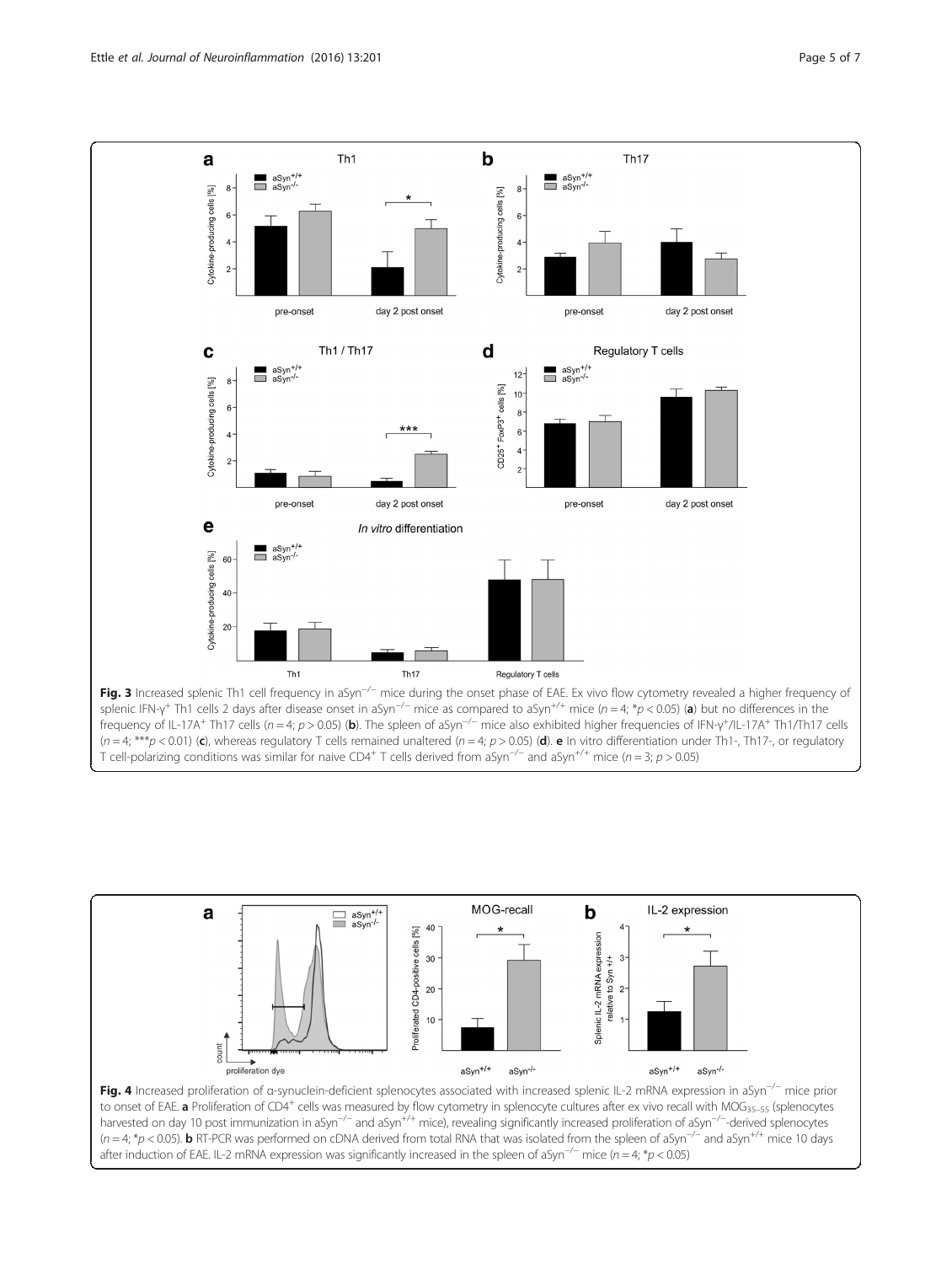**Fig. 3** Increased splenic Th1 cell frequency in aSyn$^{-/-}$ mice during the onset phase of EAE. Ex vivo flow cytometry revealed a higher frequency of splenic IFN-γ$^{+}$ Th1 cells 2 days after disease onset in aSyn$^{-/-}$ mice as compared to aSyn$^{+/+}$ mice ($n = 4$; *$p < 0.05$) (**a**) but no differences in the frequency of IL-17A$^{+}$ Th17 cells ($n = 4$; $p > 0.05$) (**b**). The spleen of aSyn$^{-/-}$ mice also exhibited higher frequencies of IFN-γ$^{+}$/IL-17A$^{+}$ Th1/Th17 cells ($n = 4$; ***$p < 0.01$) (**c**), whereas regulatory T cells remained unaltered ($n = 4$; $p > 0.05$) (**d**). **e** In vitro differentiation under Th1-, Th17-, or regulatory T cell-polarizing conditions was similar for naive CD4$^{+}$ T cells derived from aSyn$^{-/-}$ and aSyn$^{+/+}$ mice ($n = 3$; $p > 0.05$)

**Fig. 4** Increased proliferation of α-synuclein-deficient splenocytes associated with increased splenic IL-2 mRNA expression in aSyn$^{-/-}$ mice prior to onset of EAE. **a** Proliferation of CD4$^{+}$ cells was measured by flow cytometry in splenocyte cultures after ex vivo recall with $MOG_{35-55}$ (splenocytes harvested on day 10 post immunization in aSyn$^{-/-}$ and aSyn$^{+/+}$ mice), revealing significantly increased proliferation of aSyn$^{-/-}$-derived splenocytes ($n = 4$; *$p < 0.05$). **b** RT-PCR was performed on cDNA derived from total RNA that was isolated from the spleen of aSyn$^{-/-}$ and aSyn$^{+/+}$ mice 10 days after induction of EAE. IL-2 mRNA expression was significantly increased in the spleen of aSyn$^{-/-}$ mice ($n = 4$; *$p < 0.05$)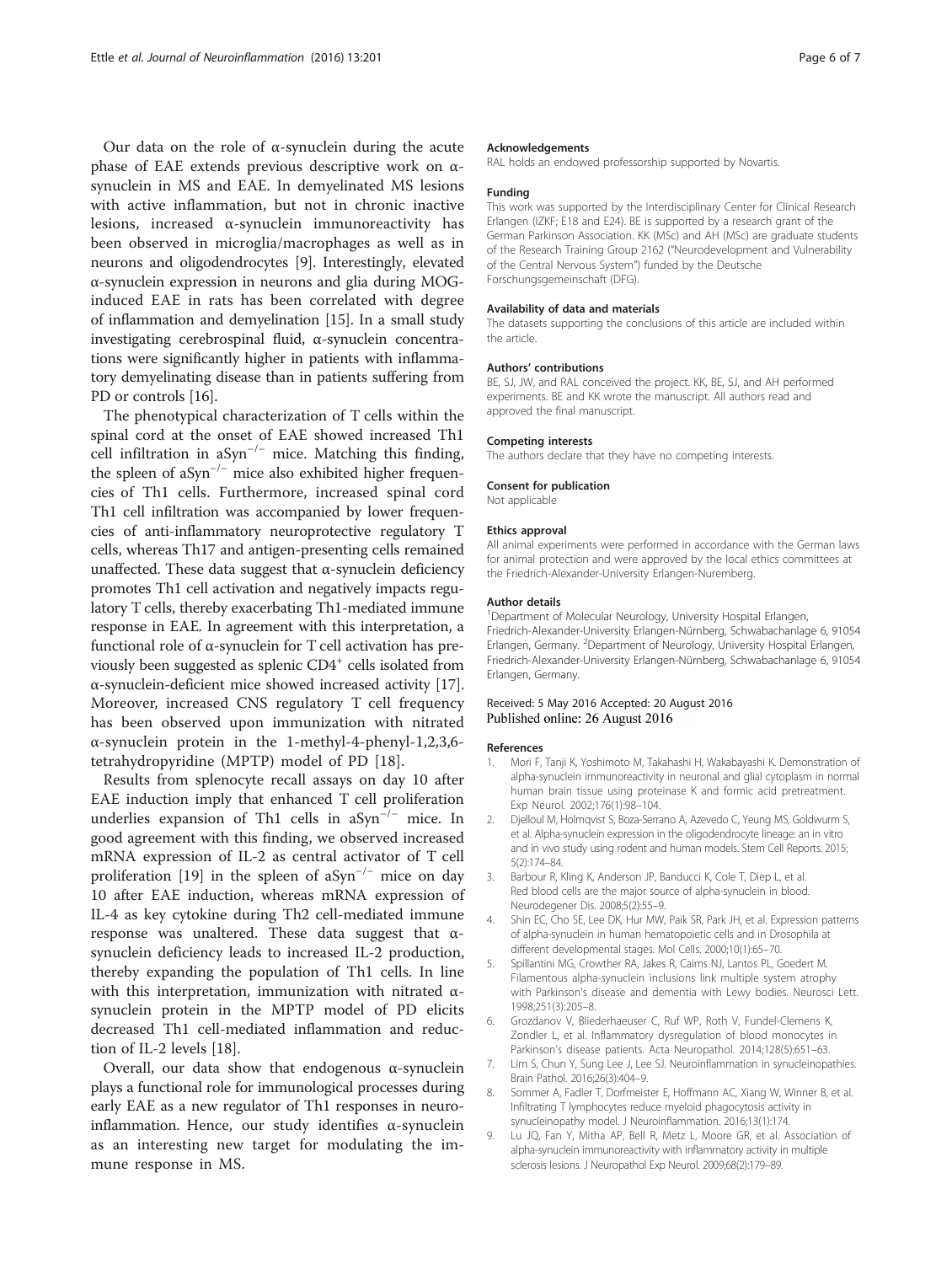Our data on the role of α-synuclein during the acute phase of EAE extends previous descriptive work on α-synuclein in MS and EAE. In demyelinated MS lesions with active inflammation, but not in chronic inactive lesions, increased α-synuclein immunoreactivity has been observed in microglia/macrophages as well as in neurons and oligodendrocytes [9]. Interestingly, elevated α-synuclein expression in neurons and glia during MOG-induced EAE in rats has been correlated with degree of inflammation and demyelination [15]. In a small study investigating cerebrospinal fluid, α-synuclein concentrations were significantly higher in patients with inflammatory demyelinating disease than in patients suffering from PD or controls [16].

The phenotypical characterization of T cells within the spinal cord at the onset of EAE showed increased Th1 cell infiltration in $aSyn^{-/-}$ mice. Matching this finding, the spleen of $aSyn^{-/-}$ mice also exhibited higher frequencies of Th1 cells. Furthermore, increased spinal cord Th1 cell infiltration was accompanied by lower frequencies of anti-inflammatory neuroprotective regulatory T cells, whereas Th17 and antigen-presenting cells remained unaffected. These data suggest that α-synuclein deficiency promotes Th1 cell activation and negatively impacts regulatory T cells, thereby exacerbating Th1-mediated immune response in EAE. In agreement with this interpretation, a functional role of α-synuclein for T cell activation has previously been suggested as splenic $CD4^{+}$ cells isolated from α-synuclein-deficient mice showed increased activity [17]. Moreover, increased CNS regulatory T cell frequency has been observed upon immunization with nitrated α-synuclein protein in the 1-methyl-4-phenyl-1,2,3,6-tetrahydropyridine (MPTP) model of PD [18].

Results from splenocyte recall assays on day 10 after EAE induction imply that enhanced T cell proliferation underlies expansion of Th1 cells in $aSyn^{-/-}$ mice. In good agreement with this finding, we observed increased mRNA expression of IL-2 as central activator of T cell proliferation [19] in the spleen of $aSyn^{-/-}$ mice on day 10 after EAE induction, whereas mRNA expression of IL-4 as key cytokine during Th2 cell-mediated immune response was unaltered. These data suggest that α-synuclein deficiency leads to increased IL-2 production, thereby expanding the population of Th1 cells. In line with this interpretation, immunization with nitrated α-synuclein protein in the MPTP model of PD elicits decreased Th1 cell-mediated inflammation and reduction of IL-2 levels [18].

Overall, our data show that endogenous α-synuclein plays a functional role for immunological processes during early EAE as a new regulator of Th1 responses in neuroinflammation. Hence, our study identifies α-synuclein as an interesting new target for modulating the immune response in MS.

#### Acknowledgements

RAL holds an endowed professorship supported by Novartis.

#### Funding

This work was supported by the Interdisciplinary Center for Clinical Research Erlangen (IZKF; E18 and E24). BE is supported by a research grant of the German Parkinson Association. KK (MSc) and AH (MSc) are graduate students of the Research Training Group 2162 ("Neurodevelopment and Vulnerability of the Central Nervous System") funded by the Deutsche Forschungsgemeinschaft (DFG).

#### Availability of data and materials

The datasets supporting the conclusions of this article are included within the article.

#### Authors' contributions

BE, SJ, JW, and RAL conceived the project. KK, BE, SJ, and AH performed experiments. BE and KK wrote the manuscript. All authors read and approved the final manuscript.

#### Competing interests

The authors declare that they have no competing interests.

#### Consent for publication

Not applicable

#### Ethics approval

All animal experiments were performed in accordance with the German laws for animal protection and were approved by the local ethics committees at the Friedrich-Alexander-University Erlangen-Nuremberg.

#### Author details

[1]Department of Molecular Neurology, University Hospital Erlangen, Friedrich-Alexander-Universität Erlangen-Nürnberg, Schwabachanlage 6, 91054 Erlangen, Germany. [2]Department of Neurology, University Hospital Erlangen, Friedrich-Alexander-Universität Erlangen-Nürnberg, Schwabachanlage 6, 91054 Erlangen, Germany.

Received: 5 May 2016 Accepted: 20 August 2016
Published online: 26 August 2016

#### References

1. Mori F, Tanji K, Yoshimoto M, Takahashi H, Wakabayashi K. Demonstration of alpha-synuclein immunoreactivity in neuronal and glial cytoplasm in normal human brain tissue using proteinase K and formic acid pretreatment. Exp Neurol. 2002;176(1):98–104.
2. Djelloul M, Holmqvist S, Boza-Serrano A, Azevedo C, Yeung MS, Goldwurm S, et al. Alpha-synuclein expression in the oligodendrocyte lineage: an in vitro and in vivo study using rodent and human models. Stem Cell Reports. 2015;5(2):174–84.
3. Barbour R, Kling K, Anderson JP, Banducci K, Cole T, Diep L, et al. Red blood cells are the major source of alpha-synuclein in blood. Neurodegener Dis. 2008;5(2):55–9.
4. Shin EC, Cho SE, Lee DK, Hur MW, Paik SR, Park JH, et al. Expression patterns of alpha-synuclein in human hematopoietic cells and in Drosophila at different developmental stages. Mol Cells. 2000;10(1):65–70.
5. Spillantini MG, Crowther RA, Jakes R, Cairns NJ, Lantos PL, Goedert M. Filamentous alpha-synuclein inclusions link multiple system atrophy with Parkinson's disease and dementia with Lewy bodies. Neurosci Lett. 1998;251(3):205–8.
6. Grozdanov V, Bliederhaeuser C, Ruf WP, Roth V, Fundel-Clemens K, Zondler L, et al. Inflammatory dysregulation of blood monocytes in Parkinson's disease patients. Acta Neuropathol. 2014;128(5):651–63.
7. Lim S, Chun Y, Sung Lee J, Lee SJ. Neuroinflammation in synucleinopathies. Brain Pathol. 2016;26(3):404–9.
8. Sommer A, Fadler T, Dorfmeister E, Hoffmann AC, Xiang W, Winner B, et al. Infiltrating T lymphocytes reduce myeloid phagocytosis activity in synucleinopathy model. J Neuroinflammation. 2016;13(1):174.
9. Lu JQ, Fan Y, Mitha AP, Bell R, Metz L, Moore GR, et al. Association of alpha-synuclein immunoreactivity with inflammatory activity in multiple sclerosis lesions. J Neuropathol Exp Neurol. 2009;68(2):179–89.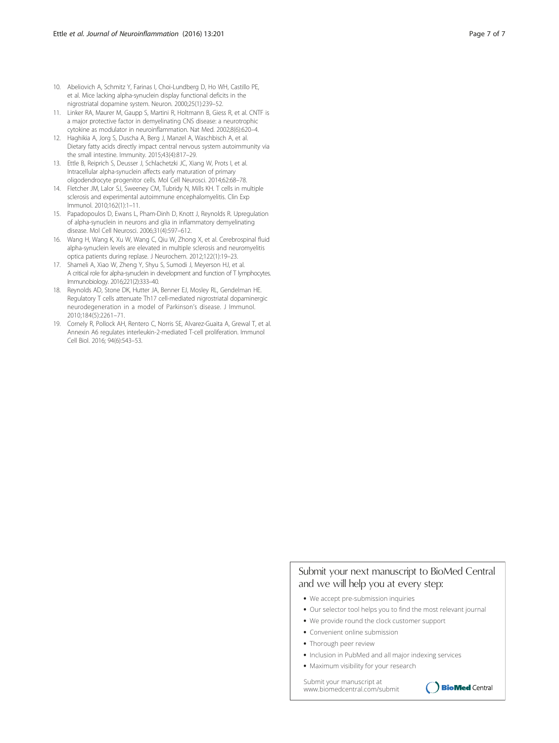10. Abeliovich A, Schmitz Y, Farinas I, Choi-Lundberg D, Ho WH, Castillo PE, et al. Mice lacking alpha-synuclein display functional deficits in the nigrostriatal dopamine system. Neuron. 2000;25(1):239–52.
11. Linker RA, Maurer M, Gaupp S, Martini R, Holtmann B, Giess R, et al. CNTF is a major protective factor in demyelinating CNS disease: a neurotrophic cytokine as modulator in neuroinflammation. Nat Med. 2002;8(6):620–4.
12. Haghikia A, Jorg S, Duscha A, Berg J, Manzel A, Waschbisch A, et al. Dietary fatty acids directly impact central nervous system autoimmunity via the small intestine. Immunity. 2015;43(4):817–29.
13. Ettle B, Reiprich S, Deusser J, Schlachetzki JC, Xiang W, Prots I, et al. Intracellular alpha-synuclein affects early maturation of primary oligodendrocyte progenitor cells. Mol Cell Neurosci. 2014;62:68–78.
14. Fletcher JM, Lalor SJ, Sweeney CM, Tubridy N, Mills KH. T cells in multiple sclerosis and experimental autoimmune encephalomyelitis. Clin Exp Immunol. 2010;162(1):1–11.
15. Papadopoulos D, Ewans L, Pham-Dinh D, Knott J, Reynolds R. Upregulation of alpha-synuclein in neurons and glia in inflammatory demyelinating disease. Mol Cell Neurosci. 2006;31(4):597–612.
16. Wang H, Wang K, Xu W, Wang C, Qiu W, Zhong X, et al. Cerebrospinal fluid alpha-synuclein levels are elevated in multiple sclerosis and neuromyelitis optica patients during replase. J Neurochem. 2012;122(1):19–23.
17. Shameli A, Xiao W, Zheng Y, Shyu S, Sumodi J, Meyerson HJ, et al. A critical role for alpha-synuclein in development and function of T lymphocytes. Immunobiology. 2016;221(2):333–40.
18. Reynolds AD, Stone DK, Hutter JA, Benner EJ, Mosley RL, Gendelman HE. Regulatory T cells attenuate Th17 cell-mediated nigrostriatal dopaminergic neurodegeneration in a model of Parkinson's disease. J Immunol. 2010;184(5):2261–71.
19. Cornely R, Pollock AH, Rentero C, Norris SE, Alvarez-Guaita A, Grewal T, et al. Annexin A6 regulates interleukin-2-mediated T-cell proliferation. Immunol Cell Biol. 2016; 94(6):543–53.

Submit your next manuscript to BioMed Central and we will help you at every step:

- We accept pre-submission inquiries
- Our selector tool helps you to find the most relevant journal
- We provide round the clock customer support
- Convenient online submission
- Thorough peer review
- Inclusion in PubMed and all major indexing services
- Maximum visibility for your research

Submit your manuscript at
www.biomedcentral.com/submit

BioMed Central